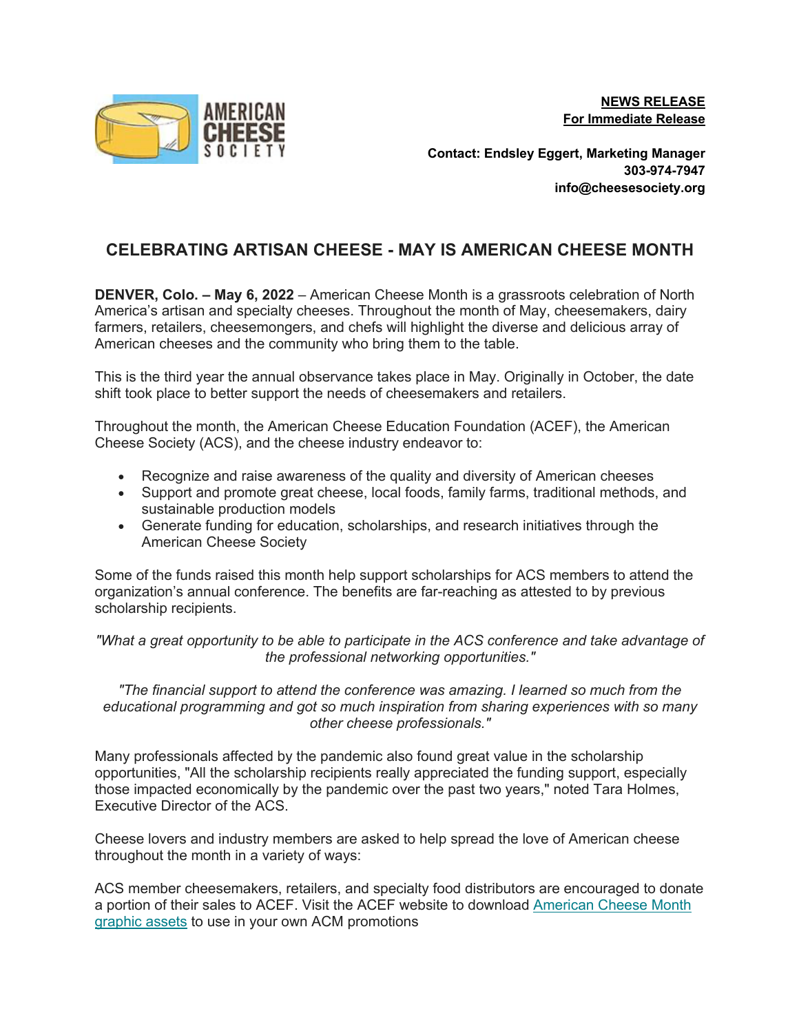**NEWS RELEASE**
**For Immediate Release**

**Contact: Endsley Eggert, Marketing Manager**
**303-974-7947**
**info@cheesesociety.org**

## CELEBRATING ARTISAN CHEESE - MAY IS AMERICAN CHEESE MONTH

**DENVER, Colo. – May 6, 2022** – American Cheese Month is a grassroots celebration of North America's artisan and specialty cheeses. Throughout the month of May, cheesemakers, dairy farmers, retailers, cheesemongers, and chefs will highlight the diverse and delicious array of American cheeses and the community who bring them to the table.

This is the third year the annual observance takes place in May. Originally in October, the date shift took place to better support the needs of cheesemakers and retailers.

Throughout the month, the American Cheese Education Foundation (ACEF), the American Cheese Society (ACS), and the cheese industry endeavor to:

- Recognize and raise awareness of the quality and diversity of American cheeses
- Support and promote great cheese, local foods, family farms, traditional methods, and sustainable production models
- Generate funding for education, scholarships, and research initiatives through the American Cheese Society

Some of the funds raised this month help support scholarships for ACS members to attend the organization's annual conference. The benefits are far-reaching as attested to by previous scholarship recipients.

*"What a great opportunity to be able to participate in the ACS conference and take advantage of the professional networking opportunities."*

*"The financial support to attend the conference was amazing. I learned so much from the educational programming and got so much inspiration from sharing experiences with so many other cheese professionals."*

Many professionals affected by the pandemic also found great value in the scholarship opportunities, "All the scholarship recipients really appreciated the funding support, especially those impacted economically by the pandemic over the past two years," noted Tara Holmes, Executive Director of the ACS.

Cheese lovers and industry members are asked to help spread the love of American cheese throughout the month in a variety of ways:

ACS member cheesemakers, retailers, and specialty food distributors are encouraged to donate a portion of their sales to ACEF. Visit the ACEF website to download American Cheese Month graphic assets to use in your own ACM promotions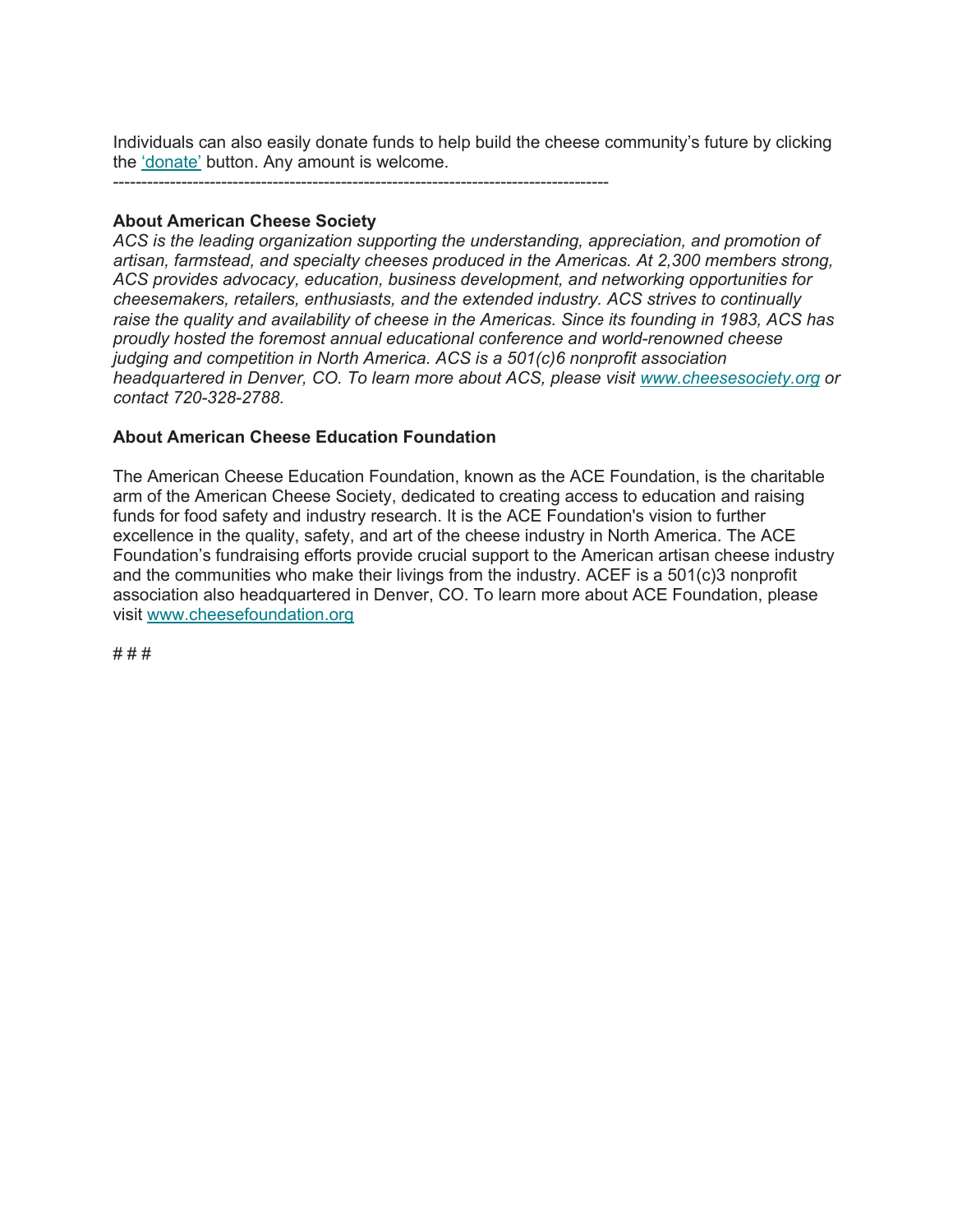Individuals can also easily donate funds to help build the cheese community's future by clicking the 'donate' button. Any amount is welcome.

---------------------------------------------------------------------------------------

**About American Cheese Society**

*ACS is the leading organization supporting the understanding, appreciation, and promotion of artisan, farmstead, and specialty cheeses produced in the Americas. At 2,300 members strong, ACS provides advocacy, education, business development, and networking opportunities for cheesemakers, retailers, enthusiasts, and the extended industry. ACS strives to continually raise the quality and availability of cheese in the Americas. Since its founding in 1983, ACS has proudly hosted the foremost annual educational conference and world-renowned cheese judging and competition in North America. ACS is a 501(c)6 nonprofit association headquartered in Denver, CO. To learn more about ACS, please visit www.cheesesociety.org or contact 720-328-2788.*

**About American Cheese Education Foundation**

The American Cheese Education Foundation, known as the ACE Foundation, is the charitable arm of the American Cheese Society, dedicated to creating access to education and raising funds for food safety and industry research. It is the ACE Foundation's vision to further excellence in the quality, safety, and art of the cheese industry in North America. The ACE Foundation's fundraising efforts provide crucial support to the American artisan cheese industry and the communities who make their livings from the industry. ACEF is a 501(c)3 nonprofit association also headquartered in Denver, CO. To learn more about ACE Foundation, please visit www.cheesefoundation.org

# # #